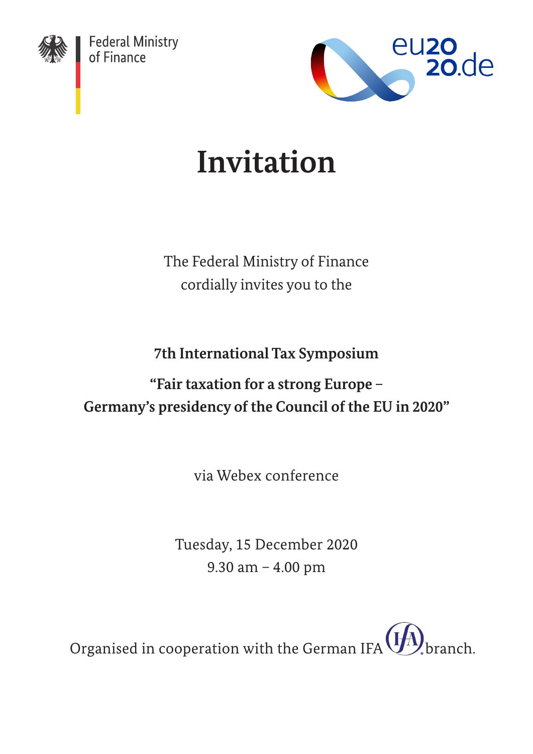Federal Ministry of Finance

eu2020.de

# Invitation

The Federal Ministry of Finance
cordially invites you to the

**7th International Tax Symposium**

**"Fair taxation for a strong Europe –
Germany's presidency of the Council of the EU in 2020"**

via Webex conference

Tuesday, 15 December 2020
9.30 am – 4.00 pm

Organised in cooperation with the German IFA branch.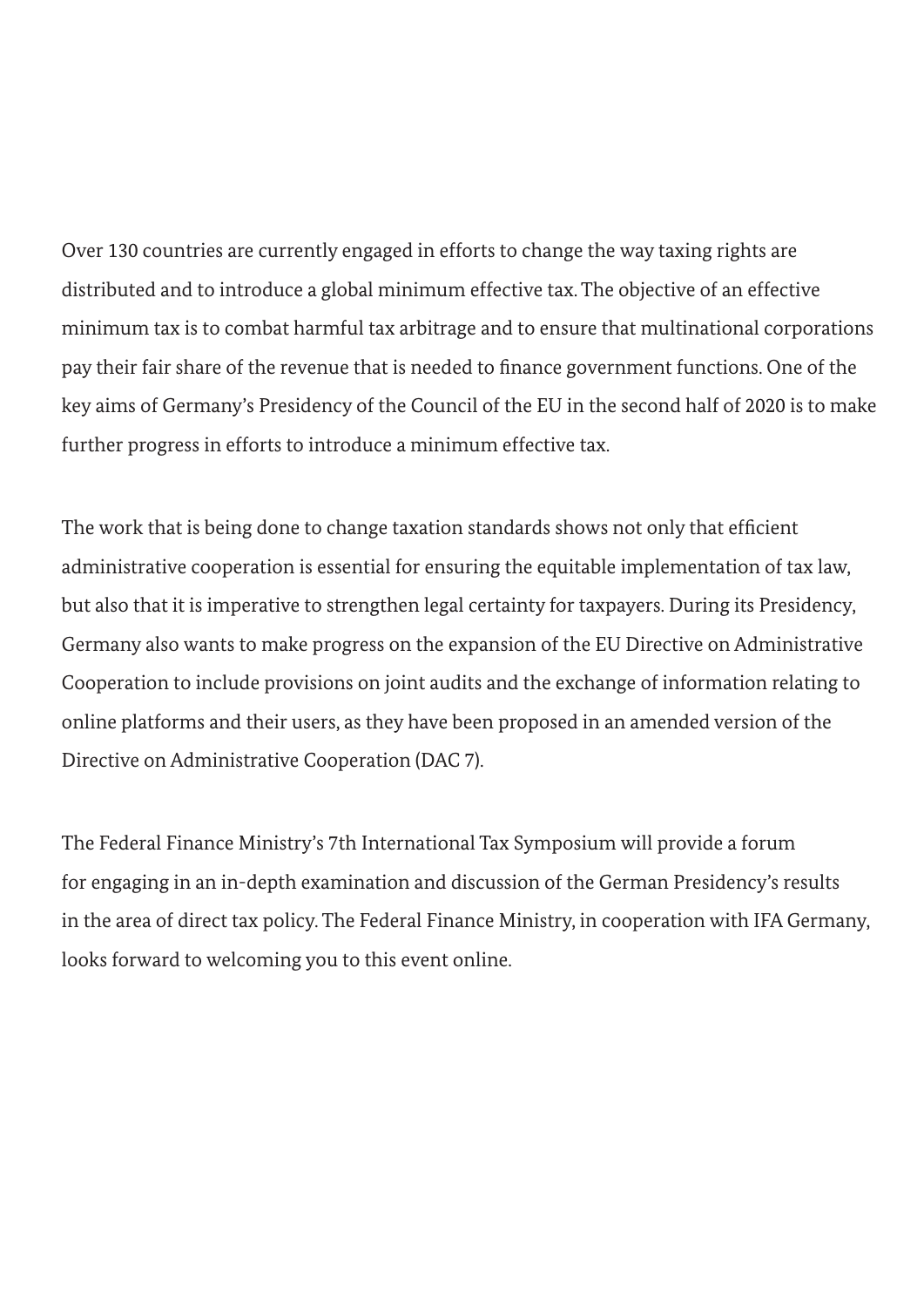Over 130 countries are currently engaged in efforts to change the way taxing rights are distributed and to introduce a global minimum effective tax. The objective of an effective minimum tax is to combat harmful tax arbitrage and to ensure that multinational corporations pay their fair share of the revenue that is needed to finance government functions. One of the key aims of Germany's Presidency of the Council of the EU in the second half of 2020 is to make further progress in efforts to introduce a minimum effective tax.

The work that is being done to change taxation standards shows not only that efficient administrative cooperation is essential for ensuring the equitable implementation of tax law, but also that it is imperative to strengthen legal certainty for taxpayers. During its Presidency, Germany also wants to make progress on the expansion of the EU Directive on Administrative Cooperation to include provisions on joint audits and the exchange of information relating to online platforms and their users, as they have been proposed in an amended version of the Directive on Administrative Cooperation (DAC 7).

The Federal Finance Ministry's 7th International Tax Symposium will provide a forum for engaging in an in-depth examination and discussion of the German Presidency's results in the area of direct tax policy. The Federal Finance Ministry, in cooperation with IFA Germany, looks forward to welcoming you to this event online.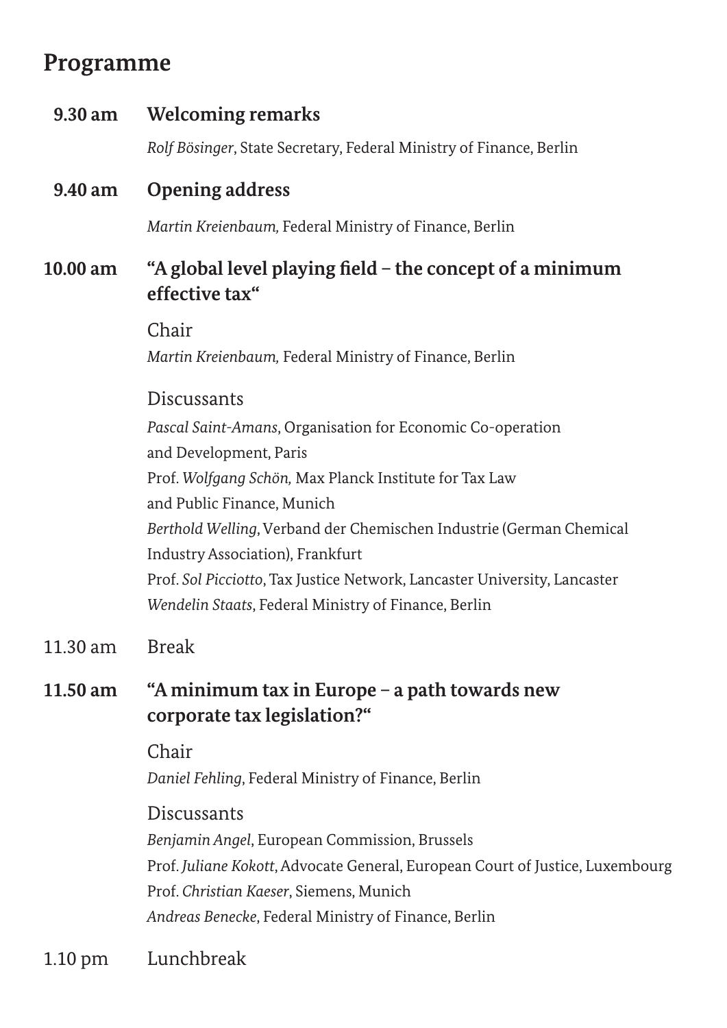## Programme

**9.30 am** **Welcoming remarks**

*Rolf Bösinger*, State Secretary, Federal Ministry of Finance, Berlin

**9.40 am** **Opening address**

*Martin Kreienbaum,* Federal Ministry of Finance, Berlin

**10.00 am** **“A global level playing field – the concept of a minimum effective tax“**

Chair

*Martin Kreienbaum,* Federal Ministry of Finance, Berlin

Discussants

*Pascal Saint-Amans*, Organisation for Economic Co-operation and Development, Paris
Prof. *Wolfgang Schön,* Max Planck Institute for Tax Law and Public Finance, Munich
*Berthold Welling*, Verband der Chemischen Industrie (German Chemical Industry Association), Frankfurt
Prof. *Sol Picciotto*, Tax Justice Network, Lancaster University, Lancaster
*Wendelin Staats*, Federal Ministry of Finance, Berlin

11.30 am Break

**11.50 am** **“A minimum tax in Europe – a path towards new corporate tax legislation?“**

Chair

*Daniel Fehling*, Federal Ministry of Finance, Berlin

Discussants

*Benjamin Angel*, European Commission, Brussels
Prof. *Juliane Kokott*, Advocate General, European Court of Justice, Luxembourg
Prof. *Christian Kaeser*, Siemens, Munich
*Andreas Benecke*, Federal Ministry of Finance, Berlin

1.10 pm Lunchbreak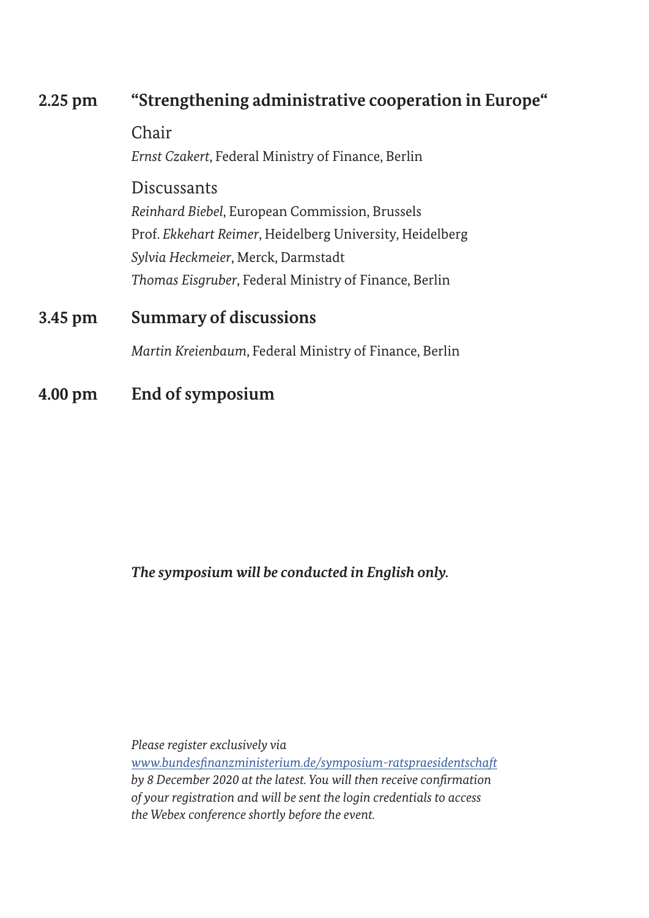**2.25 pm** **"Strengthening administrative cooperation in Europe"**

Chair

*Ernst Czakert*, Federal Ministry of Finance, Berlin

Discussants

*Reinhard Biebel*, European Commission, Brussels
Prof. *Ekkehart Reimer*, Heidelberg University, Heidelberg
*Sylvia Heckmeier*, Merck, Darmstadt
*Thomas Eisgruber*, Federal Ministry of Finance, Berlin

**3.45 pm** **Summary of discussions**

*Martin Kreienbaum*, Federal Ministry of Finance, Berlin

**4.00 pm** **End of symposium**

***The symposium will be conducted in English only.***

*Please register exclusively via [www.bundesfinanzministerium.de/symposium-ratspraesidentschaft](www.bundesfinanzministerium.de/symposium-ratspraesidentschaft) by 8 December 2020 at the latest. You will then receive confirmation of your registration and will be sent the login credentials to access the Webex conference shortly before the event.*